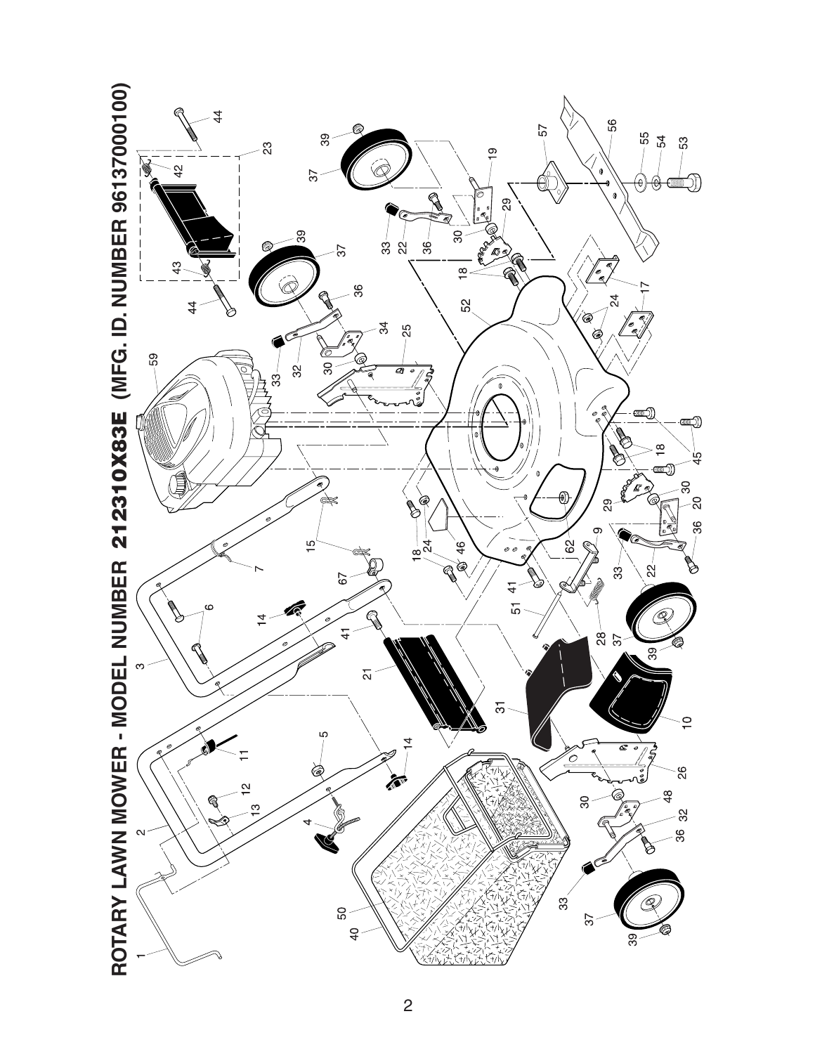# ROTARY LAWN MOWER - MODEL NUMBER 212310X83E (MFG. ID. NUMBER 96137000100)

1 2 3 4 5 6 7 9 10 11 12 13 14 15 17 18 19 20 21 22 23 24 25 26 28 29 30 31 32 33 34 36 37 39 40 41 42 43 44 45 46 48 50 51 52 53 54 55 56 57 59 62 67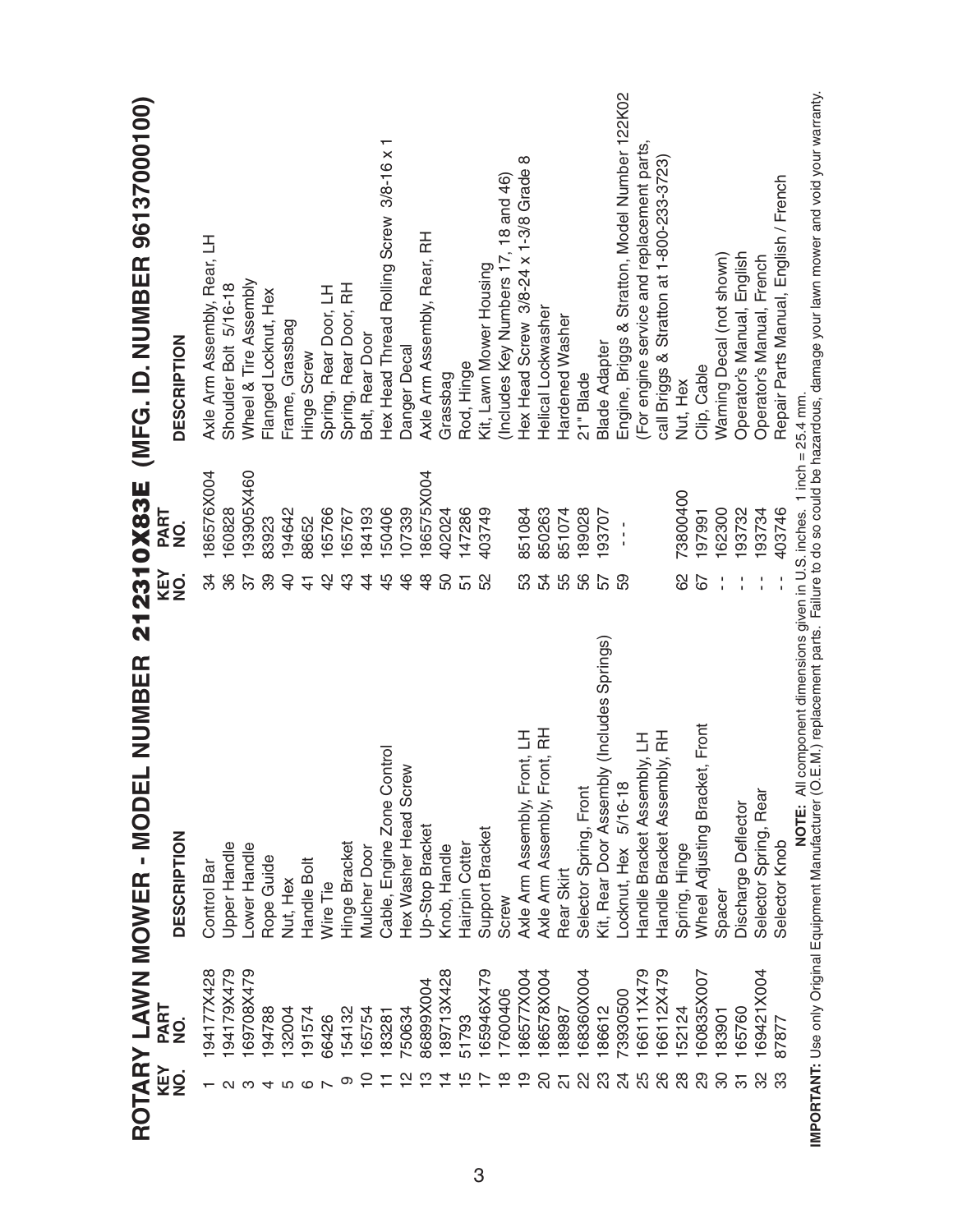# ROTARY LAWN MOWER - MODEL NUMBER 212310X83E (MFG. ID. NUMBER 96137000100)

| KEY NO. | PART NO. | DESCRIPTION | KEY NO. | PART NO. | DESCRIPTION |
|---|---|---|---|---|---|
| 1 | 194177X428 | Control Bar | 34 | 186576X004 | Axle Arm Assembly, Rear, LH |
| 2 | 194179X479 | Upper Handle | 36 | 160828 | Shoulder Bolt 5/16-18 |
| 3 | 169708X479 | Lower Handle | 37 | 193905X460 | Wheel & Tire Assembly |
| 4 | 194788 | Rope Guide | 39 | 83923 | Flanged Locknut, Hex |
| 5 | 132004 | Nut, Hex | 40 | 194642 | Frame, Grassbag |
| 6 | 191574 | Handle Bolt | 41 | 88652 | Hinge Screw |
| 7 | 66426 | Wire Tie | 42 | 165766 | Spring, Rear Door, LH |
| 9 | 154132 | Hinge Bracket | 43 | 165767 | Spring, Rear Door, RH |
| 10 | 165754 | Mulcher Door | 44 | 184193 | Bolt, Rear Door |
| 11 | 183281 | Cable, Engine Zone Control | 45 | 150406 | Hex Head Thread Rolling Screw 3/8-16 x 1 |
| 12 | 750634 | Hex Washer Head Screw | 46 | 107339 | Danger Decal |
| 13 | 86899X004 | Up-Stop Bracket | 48 | 186575X004 | Axle Arm Assembly, Rear, RH |
| 14 | 189713X428 | Knob, Handle | 50 | 402024 | Grassbag |
| 15 | 51793 | Hairpin Cotter | 51 | 147286 | Rod, Hinge |
| 17 | 165946X479 | Support Bracket | 52 | 403749 | Kit, Lawn Mower Housing (Includes Key Numbers 17, 18 and 46) |
| 18 | 17600406 | Screw | | | |
| 19 | 186577X004 | Axle Arm Assembly, Front, LH | 53 | 851084 | Hex Head Screw 3/8-24 x 1-3/8 Grade 8 |
| 20 | 186578X004 | Axle Arm Assembly, Front, RH | 54 | 850263 | Helical Lockwasher |
| 21 | 188987 | Rear Skirt | 55 | 851074 | Hardened Washer |
| 22 | 168360X004 | Selector Spring, Front | 56 | 189028 | 21" Blade |
| 23 | 186612 | Kit, Rear Door Assembly (Includes Springs) | 57 | 193707 | Blade Adapter |
| 24 | 73930500 | Locknut, Hex 5/16-18 | 59 | - - - | Engine, Briggs & Stratton, Model Number 122K02 (For engine service and replacement parts, call Briggs & Stratton at 1-800-233-3723) |
| 25 | 166111X479 | Handle Bracket Assembly, LH | | | |
| 26 | 166112X479 | Handle Bracket Assembly, RH | | | |
| 28 | 152124 | Spring, Hinge | 62 | 73800400 | Nut, Hex |
| 29 | 160835X007 | Wheel Adjusting Bracket, Front | 67 | 197991 | Clip, Cable |
| 30 | 183901 | Spacer | - - | 162300 | Warning Decal (not shown) |
| 31 | 165760 | Discharge Deflector | - - | 193732 | Operator's Manual, English |
| 32 | 169421X004 | Selector Spring, Rear | - - | 193734 | Operator's Manual, French |
| 33 | 87877 | Selector Knob | - - | 403746 | Repair Parts Manual, English / French |

**NOTE:** All component dimensions given in U.S. inches. 1 inch = 25.4 mm.

**IMPORTANT:** Use only Original Equipment Manufacturer (O.E.M.) replacement parts. Failure to do so could be hazardous, damage your lawn mower and void your warranty.